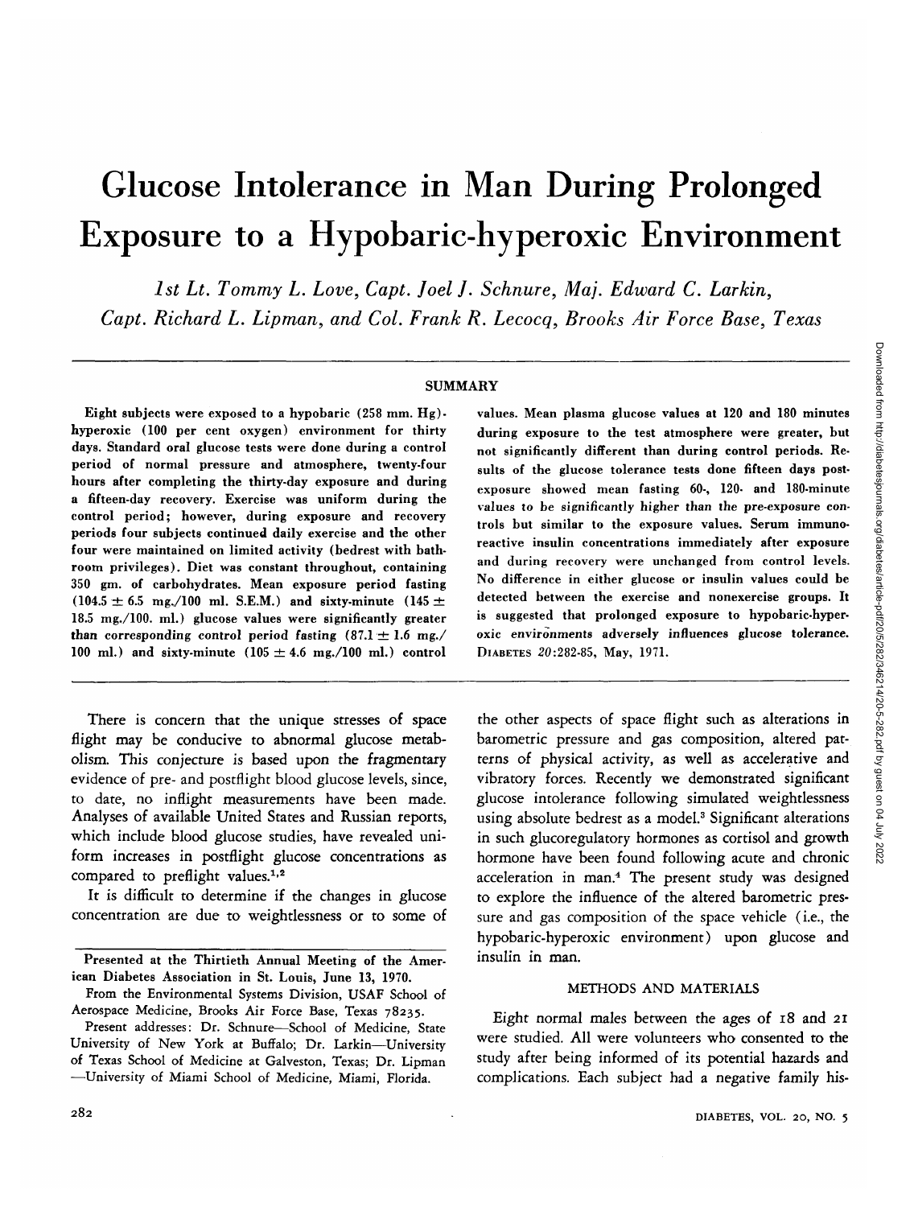# Glucose Intolerance in Man During Prolonged Exposure to a Hypobaric-hyperoxic Environment

*1st Lt. Tommy L. Love, Capt. Joel J. Schnure, Maj. Edward C. Larkin, Capt. Richard L. Lipman, and Col. Frank R. Lecocq, Brooks Air Force Base, Texas*

## SUMMARY

**Eight subjects were exposed to a hypobaric (258 mm. Hg)-hyperoxic (100 per cent oxygen) environment for thirty days. Standard oral glucose tests were done during a control period of normal pressure and atmosphere, twenty-four hours after completing the thirty-day exposure and during a fifteen-day recovery. Exercise was uniform during the control period; however, during exposure and recovery periods four subjects continued daily exercise and the other four were maintained on limited activity (bedrest with bathroom privileges). Diet was constant throughout, containing 350 gm. of carbohydrates. Mean exposure period fasting (104.5 ± 6.5 mg./100 ml. S.E.M.) and sixty-minute (145 ± 18.5 mg./100. ml.) glucose values were significantly greater than corresponding control period fasting (87.1 ± 1.6 mg./100 ml.) and sixty-minute (105 ± 4.6 mg./100 ml.) control values. Mean plasma glucose values at 120 and 180 minutes during exposure to the test atmosphere were greater, but not significantly different than during control periods. Results of the glucose tolerance tests done fifteen days postexposure showed mean fasting 60-, 120- and 180-minute values to be significantly higher than the pre-exposure controls but similar to the exposure values. Serum immunoreactive insulin concentrations immediately after exposure and during recovery were unchanged from control levels. No difference in either glucose or insulin values could be detected between the exercise and nonexercise groups. It is suggested that prolonged exposure to hypobaric-hyperoxic environments adversely influences glucose tolerance.** DIABETES *20*:282-85, May, 1971.

There is concern that the unique stresses of space flight may be conducive to abnormal glucose metabolism. This conjecture is based upon the fragmentary evidence of pre- and postflight blood glucose levels, since, to date, no inflight measurements have been made. Analyses of available United States and Russian reports, which include blood glucose studies, have revealed uniform increases in postflight glucose concentrations as compared to preflight values.[1,2]

It is difficult to determine if the changes in glucose concentration are due to weightlessness or to some of the other aspects of space flight such as alterations in barometric pressure and gas composition, altered patterns of physical activity, as well as accelerative and vibratory forces. Recently we demonstrated significant glucose intolerance following simulated weightlessness using absolute bedrest as a model.[3] Significant alterations in such glucoregulatory hormones as cortisol and growth hormone have been found following acute and chronic acceleration in man.[4] The present study was designed to explore the influence of the altered barometric pressure and gas composition of the space vehicle (i.e., the hypobaric-hyperoxic environment) upon glucose and insulin in man.

Presented at the Thirtieth Annual Meeting of the American Diabetes Association in St. Louis, June 13, 1970.

From the Environmental Systems Division, USAF School of Aerospace Medicine, Brooks Air Force Base, Texas 78235.

Present addresses: Dr. Schnure—School of Medicine, State University of New York at Buffalo; Dr. Larkin—University of Texas School of Medicine at Galveston, Texas; Dr. Lipman—University of Miami School of Medicine, Miami, Florida.

## METHODS AND MATERIALS

Eight normal males between the ages of 18 and 21 were studied. All were volunteers who consented to the study after being informed of its potential hazards and complications. Each subject had a negative family his-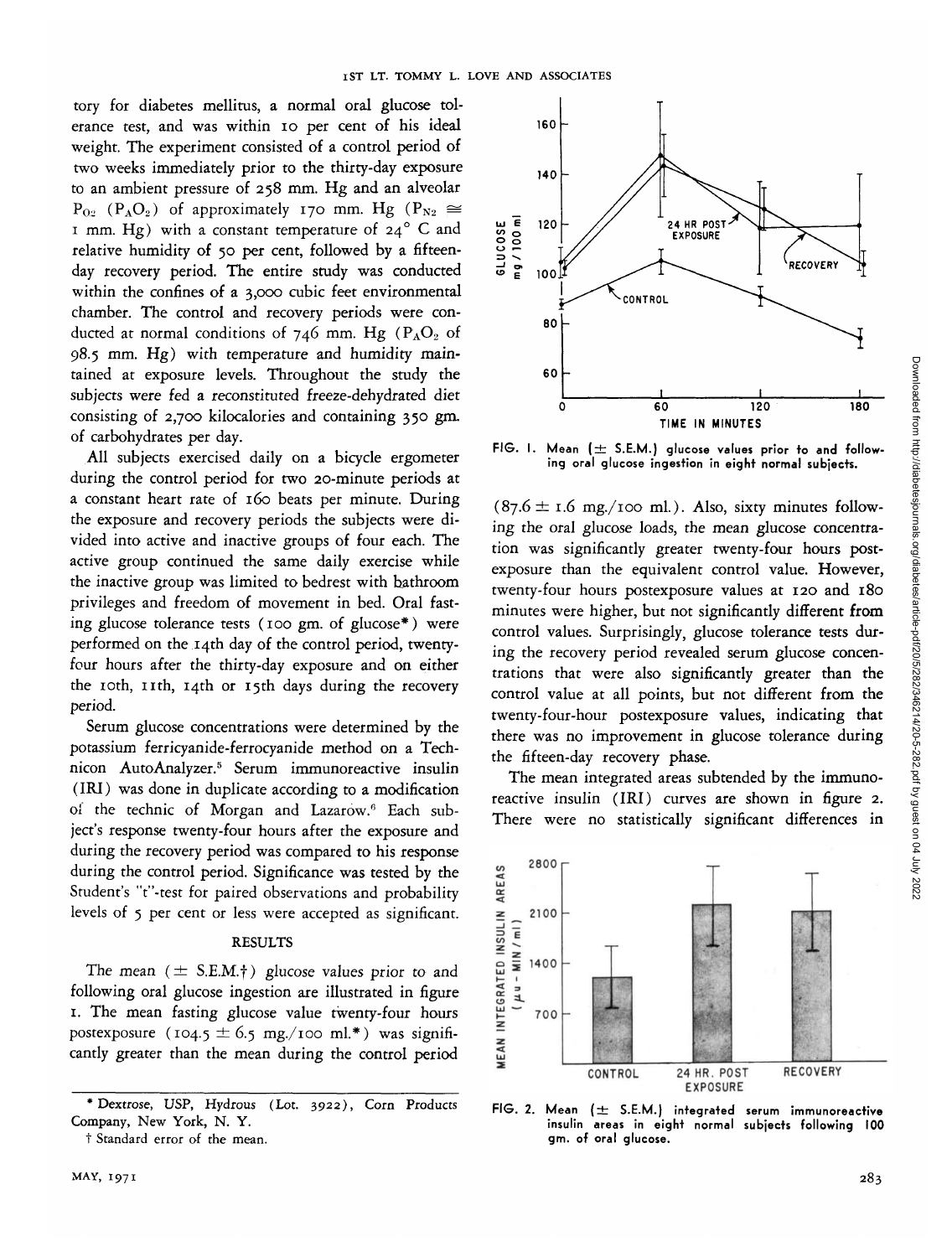tory for diabetes mellitus, a normal oral glucose tolerance test, and was within 10 per cent of his ideal weight. The experiment consisted of a control period of two weeks immediately prior to the thirty-day exposure to an ambient pressure of 258 mm. Hg and an alveolar $P_{O_2}$ ($P_AO_2$) of approximately 170 mm. Hg ($P_{N_2} \cong$ 1 mm. Hg) with a constant temperature of 24° C and relative humidity of 50 per cent, followed by a fifteen-day recovery period. The entire study was conducted within the confines of a 3,000 cubic feet environmental chamber. The control and recovery periods were conducted at normal conditions of 746 mm. Hg ($P_AO_2$ of 98.5 mm. Hg) with temperature and humidity maintained at exposure levels. Throughout the study the subjects were fed a reconstituted freeze-dehydrated diet consisting of 2,700 kilocalories and containing 350 gm. of carbohydrates per day.

All subjects exercised daily on a bicycle ergometer during the control period for two 20-minute periods at a constant heart rate of 160 beats per minute. During the exposure and recovery periods the subjects were divided into active and inactive groups of four each. The active group continued the same daily exercise while the inactive group was limited to bedrest with bathroom privileges and freedom of movement in bed. Oral fasting glucose tolerance tests (100 gm. of glucose*) were performed on the 14th day of the control period, twenty-four hours after the thirty-day exposure and on either the 10th, 11th, 14th or 15th days during the recovery period.

Serum glucose concentrations were determined by the potassium ferricyanide-ferrocyanide method on a Technicon AutoAnalyzer.[5] Serum immunoreactive insulin (IRI) was done in duplicate according to a modification of the technic of Morgan and Lazarow.[6] Each subject's response twenty-four hours after the exposure and during the recovery period was compared to his response during the control period. Significance was tested by the Student's "t"-test for paired observations and probability levels of 5 per cent or less were accepted as significant.

## RESULTS

The mean (± S.E.M.†) glucose values prior to and following oral glucose ingestion are illustrated in figure 1. The mean fasting glucose value twenty-four hours postexposure (104.5 ± 6.5 mg./100 ml.*) was significantly greater than the mean during the control period (87.6 ± 1.6 mg./100 ml.). Also, sixty minutes following the oral glucose loads, the mean glucose concentration was significantly greater twenty-four hours post-exposure than the equivalent control value. However, twenty-four hours postexposure values at 120 and 180 minutes were higher, but not significantly different from control values. Surprisingly, glucose tolerance tests during the recovery period revealed serum glucose concentrations that were also significantly greater than the control value at all points, but not different from the twenty-four-hour postexposure values, indicating that there was no improvement in glucose tolerance during the fifteen-day recovery phase.

FIG. 1. Mean (± S.E.M.) glucose values prior to and following oral glucose ingestion in eight normal subjects.

The mean integrated areas subtended by the immunoreactive insulin (IRI) curves are shown in figure 2. There were no statistically significant differences in

FIG. 2. Mean (± S.E.M.) integrated serum immunoreactive insulin areas in eight normal subjects following 100 gm. of oral glucose.

* Dextrose, USP, Hydrous (Lot. 3922), Corn Products Company, New York, N. Y.

† Standard error of the mean.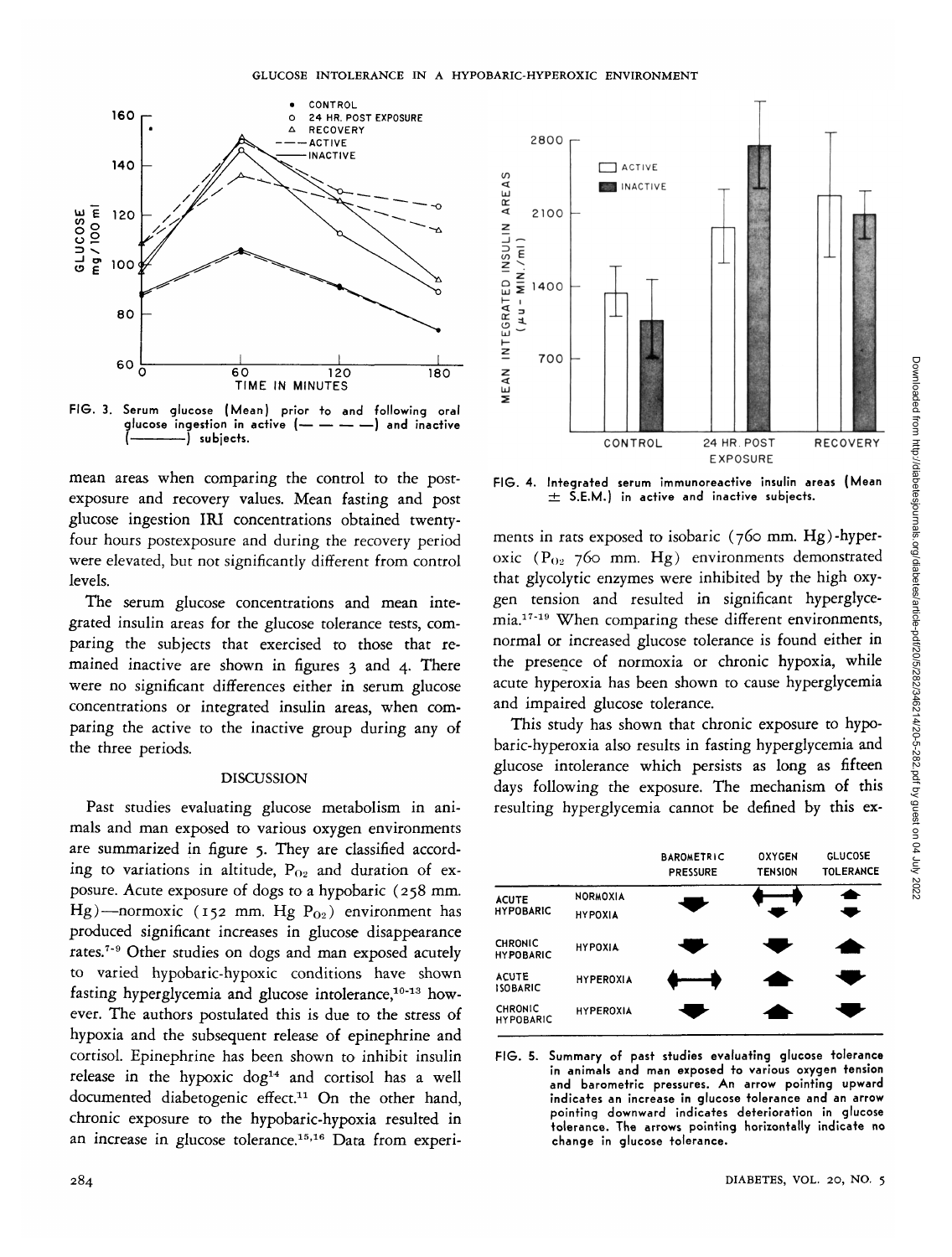FIG. 3. Serum glucose (Mean) prior to and following oral glucose ingestion in active (— — — —) and inactive (————) subjects.

FIG. 4. Integrated serum immunoreactive insulin areas (Mean ± S.E.M.) in active and inactive subjects.

mean areas when comparing the control to the postexposure and recovery values. Mean fasting and post glucose ingestion IRI concentrations obtained twenty-four hours postexposure and during the recovery period were elevated, but not significantly different from control levels.

The serum glucose concentrations and mean integrated insulin areas for the glucose tolerance tests, comparing the subjects that exercised to those that remained inactive are shown in figures 3 and 4. There were no significant differences either in serum glucose concentrations or integrated insulin areas, when comparing the active to the inactive group during any of the three periods.

## DISCUSSION

Past studies evaluating glucose metabolism in animals and man exposed to various oxygen environments are summarized in figure 5. They are classified according to variations in altitude, $P_{O_2}$ and duration of exposure. Acute exposure of dogs to a hypobaric (258 mm. Hg)—normoxic (152 mm. Hg $P_{O_2}$) environment has produced significant increases in glucose disappearance rates.[7-9] Other studies on dogs and man exposed acutely to varied hypobaric-hypoxic conditions have shown fasting hyperglycemia and glucose intolerance,[10-13] however. The authors postulated this is due to the stress of hypoxia and the subsequent release of epinephrine and cortisol. Epinephrine has been shown to inhibit insulin release in the hypoxic dog[14] and cortisol has a well documented diabetogenic effect.[11] On the other hand, chronic exposure to the hypobaric-hypoxia resulted in an increase in glucose tolerance.[15,16] Data from experiments in rats exposed to isobaric (760 mm. Hg)-hyperoxic ($P_{O_2}$ 760 mm. Hg) environments demonstrated that glycolytic enzymes were inhibited by the high oxygen tension and resulted in significant hyperglycemia.[17-19] When comparing these different environments, normal or increased glucose tolerance is found either in the presence of normoxia or chronic hypoxia, while acute hyperoxia has been shown to cause hyperglycemia and impaired glucose tolerance.

This study has shown that chronic exposure to hypobaric-hyperoxia also results in fasting hyperglycemia and glucose intolerance which persists as long as fifteen days following the exposure. The mechanism of this resulting hyperglycemia cannot be defined by this ex-

| | | BAROMETRIC PRESSURE | OXYGEN TENSION | GLUCOSE TOLERANCE |
|---|---|---|---|---|
| ACUTE HYPOBARIC | NORMOXIA | ↓ | ↔ | ↑ |
| | HYPOXIA | | ↓ | ↓ |
| CHRONIC HYPOBARIC | HYPOXIA | ↓ | ↓ | ↑ |
| ACUTE ISOBARIC | HYPEROXIA | ↔ | ↑ | ↓ |
| CHRONIC HYPOBARIC | HYPEROXIA | ↓ | ↑ | ↓ |

FIG. 5. Summary of past studies evaluating glucose tolerance in animals and man exposed to various oxygen tension and barometric pressures. An arrow pointing upward indicates an increase in glucose tolerance and an arrow pointing downward indicates deterioration in glucose tolerance. The arrows pointing horizontally indicate no change in glucose tolerance.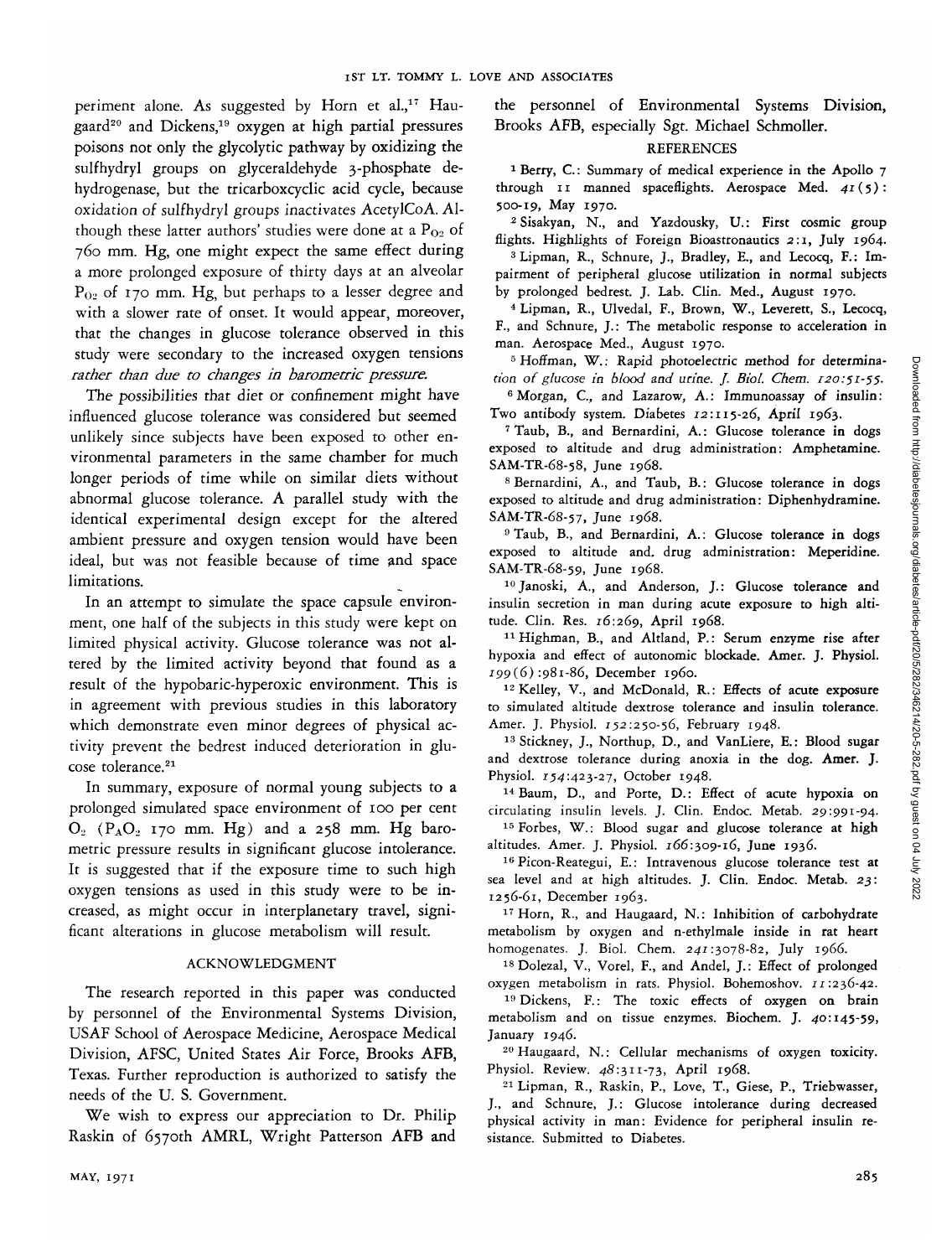periment alone. As suggested by Horn et al.,[17] Haugaard[20] and Dickens,[19] oxygen at high partial pressures poisons not only the glycolytic pathway by oxidizing the sulfhydryl groups on glyceraldehyde 3-phosphate dehydrogenase, but the tricarboxcyclic acid cycle, because oxidation of sulfhydryl groups inactivates AcetylCoA. Although these latter authors' studies were done at a $P_{O_2}$ of 760 mm. Hg, one might expect the same effect during a more prolonged exposure of thirty days at an alveolar $P_{O_2}$ of 170 mm. Hg, but perhaps to a lesser degree and with a slower rate of onset. It would appear, moreover, that the changes in glucose tolerance observed in this study were secondary to the increased oxygen tensions *rather than due to changes in barometric pressure.*

The possibilities that diet or confinement might have influenced glucose tolerance was considered but seemed unlikely since subjects have been exposed to other environmental parameters in the same chamber for much longer periods of time while on similar diets without abnormal glucose tolerance. A parallel study with the identical experimental design except for the altered ambient pressure and oxygen tension would have been ideal, but was not feasible because of time and space limitations.

In an attempt to simulate the space capsule environment, one half of the subjects in this study were kept on limited physical activity. Glucose tolerance was not altered by the limited activity beyond that found as a result of the hypobaric-hyperoxic environment. This is in agreement with previous studies in this laboratory which demonstrate even minor degrees of physical activity prevent the bedrest induced deterioration in glucose tolerance.[21]

In summary, exposure of normal young subjects to a prolonged simulated space environment of 100 per cent $O_2$ ($P_AO_2$ 170 mm. Hg) and a 258 mm. Hg barometric pressure results in significant glucose intolerance. It is suggested that if the exposure time to such high oxygen tensions as used in this study were to be increased, as might occur in interplanetary travel, significant alterations in glucose metabolism will result.

## ACKNOWLEDGMENT

The research reported in this paper was conducted by personnel of the Environmental Systems Division, USAF School of Aerospace Medicine, Aerospace Medical Division, AFSC, United States Air Force, Brooks AFB, Texas. Further reproduction is authorized to satisfy the needs of the U. S. Government.

We wish to express our appreciation to Dr. Philip Raskin of 6570th AMRL, Wright Patterson AFB and the personnel of Environmental Systems Division, Brooks AFB, especially Sgt. Michael Schmoller.

## REFERENCES

1 Berry, C.: Summary of medical experience in the Apollo 7 through 11 manned spaceflights. Aerospace Med. *41*(5): 500-19, May 1970.

2 Sisakyan, N., and Yazdousky, U.: First cosmic group flights. Highlights of Foreign Bioastronautics *2*:1, July 1964.

3 Lipman, R., Schnure, J., Bradley, E., and Lecocq, F.: Impairment of peripheral glucose utilization in normal subjects by prolonged bedrest. J. Lab. Clin. Med., August 1970.

4 Lipman, R., Ulvedal, F., Brown, W., Leverett, S., Lecocq, F., and Schnure, J.: The metabolic response to acceleration in man. Aerospace Med., August 1970.

5 Hoffman, W.: Rapid photoelectric method for determination of glucose in blood and urine. *J. Biol. Chem. 120*:51-55.

6 Morgan, C., and Lazarow, A.: Immunoassay of insulin: Two antibody system. Diabetes *12*:115-26, April 1963.

7 Taub, B., and Bernardini, A.: Glucose tolerance in dogs exposed to altitude and drug administration: Amphetamine. SAM-TR-68-58, June 1968.

8 Bernardini, A., and Taub, B.: Glucose tolerance in dogs exposed to altitude and drug administration: Diphenhydramine. SAM-TR-68-57, June 1968.

9 Taub, B., and Bernardini, A.: Glucose tolerance in dogs exposed to altitude and. drug administration: Meperidine. SAM-TR-68-59, June 1968.

10 Janoski, A., and Anderson, J.: Glucose tolerance and insulin secretion in man during acute exposure to high altitude. Clin. Res. *16*:269, April 1968.

11 Highman, B., and Altland, P.: Serum enzyme rise after hypoxia and effect of autonomic blockade. Amer. J. Physiol. *199*(6):981-86, December 1960.

12 Kelley, V., and McDonald, R.: Effects of acute exposure to simulated altitude dextrose tolerance and insulin tolerance. Amer. J. Physiol. *152*:250-56, February 1948.

13 Stickney, J., Northup, D., and VanLiere, E.: Blood sugar and dextrose tolerance during anoxia in the dog. Amer. J. Physiol. *154*:423-27, October 1948.

14 Baum, D., and Porte, D.: Effect of acute hypoxia on circulating insulin levels. J. Clin. Endoc. Metab. *29*:991-94.

15 Forbes, W.: Blood sugar and glucose tolerance at high altitudes. Amer. J. Physiol. *166*:309-16, June 1936.

16 Picon-Reategui, E.: Intravenous glucose tolerance test at sea level and at high altitudes. J. Clin. Endoc. Metab. *23*: 1256-61, December 1963.

17 Horn, R., and Haugaard, N.: Inhibition of carbohydrate metabolism by oxygen and n-ethylmale inside in rat heart homogenates. J. Biol. Chem. *241*:3078-82, July 1966.

18 Dolezal, V., Vorel, F., and Andel, J.: Effect of prolonged oxygen metabolism in rats. Physiol. Bohemoshov. *11*:236-42.

19 Dickens, F.: The toxic effects of oxygen on brain metabolism and on tissue enzymes. Biochem. J. *40*:145-59, January 1946.

20 Haugaard, N.: Cellular mechanisms of oxygen toxicity. Physiol. Review. *48*:311-73, April 1968.

21 Lipman, R., Raskin, P., Love, T., Giese, P., Triebwasser, J., and Schnure, J.: Glucose intolerance during decreased physical activity in man: Evidence for peripheral insulin resistance. Submitted to Diabetes.